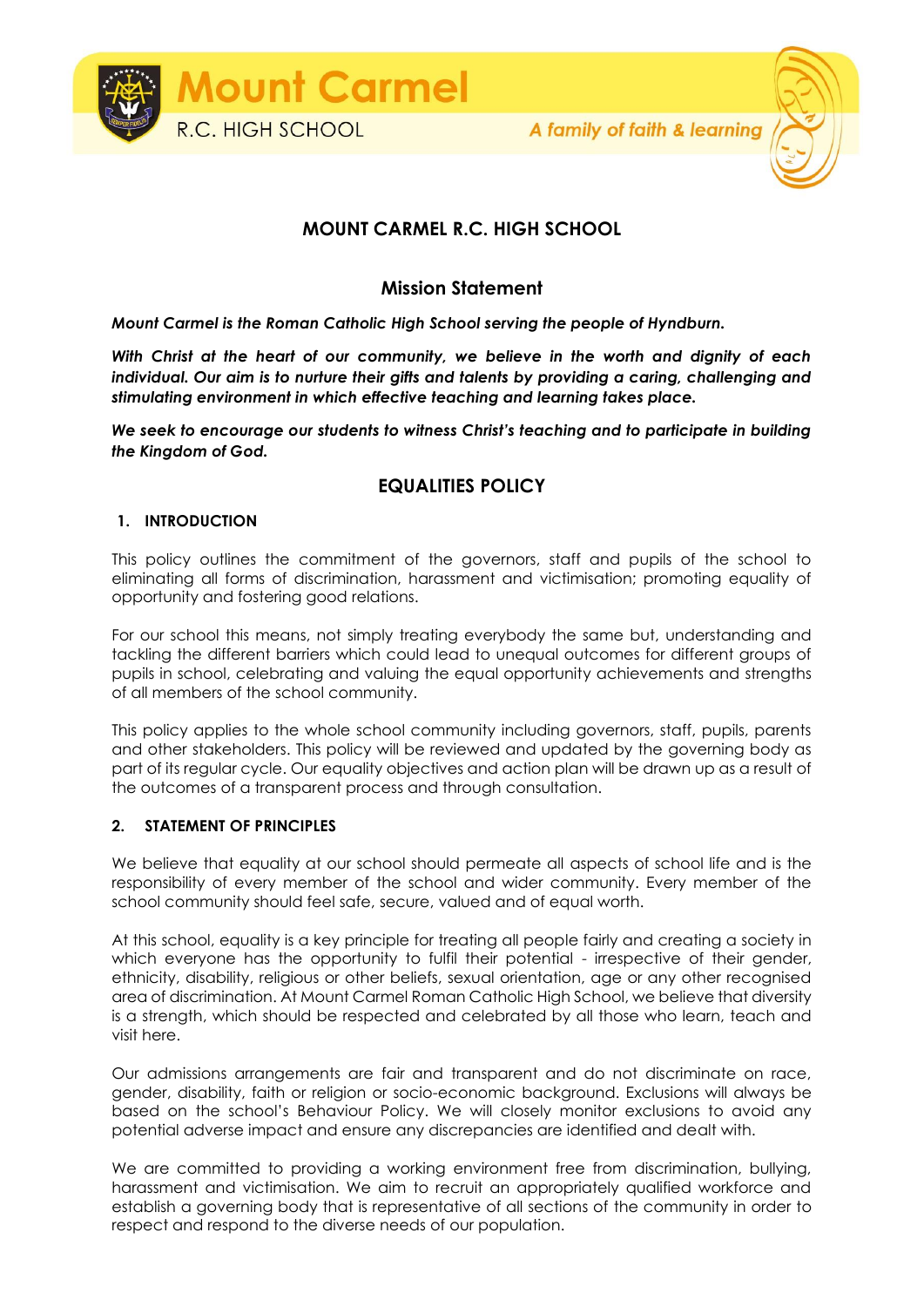# MOUNT CARMEL R.C. HIGH SCHOOL

## Mission Statement

***Mount Carmel is the Roman Catholic High School serving the people of Hyndburn.***

***With Christ at the heart of our community, we believe in the worth and dignity of each individual. Our aim is to nurture their gifts and talents by providing a caring, challenging and stimulating environment in which effective teaching and learning takes place.***

***We seek to encourage our students to witness Christ's teaching and to participate in building the Kingdom of God.***

## EQUALITIES POLICY

### 1. INTRODUCTION

This policy outlines the commitment of the governors, staff and pupils of the school to eliminating all forms of discrimination, harassment and victimisation; promoting equality of opportunity and fostering good relations.

For our school this means, not simply treating everybody the same but, understanding and tackling the different barriers which could lead to unequal outcomes for different groups of pupils in school, celebrating and valuing the equal opportunity achievements and strengths of all members of the school community.

This policy applies to the whole school community including governors, staff, pupils, parents and other stakeholders. This policy will be reviewed and updated by the governing body as part of its regular cycle. Our equality objectives and action plan will be drawn up as a result of the outcomes of a transparent process and through consultation.

### 2. STATEMENT OF PRINCIPLES

We believe that equality at our school should permeate all aspects of school life and is the responsibility of every member of the school and wider community. Every member of the school community should feel safe, secure, valued and of equal worth.

At this school, equality is a key principle for treating all people fairly and creating a society in which everyone has the opportunity to fulfil their potential - irrespective of their gender, ethnicity, disability, religious or other beliefs, sexual orientation, age or any other recognised area of discrimination. At Mount Carmel Roman Catholic High School, we believe that diversity is a strength, which should be respected and celebrated by all those who learn, teach and visit here.

Our admissions arrangements are fair and transparent and do not discriminate on race, gender, disability, faith or religion or socio-economic background. Exclusions will always be based on the school's Behaviour Policy. We will closely monitor exclusions to avoid any potential adverse impact and ensure any discrepancies are identified and dealt with.

We are committed to providing a working environment free from discrimination, bullying, harassment and victimisation. We aim to recruit an appropriately qualified workforce and establish a governing body that is representative of all sections of the community in order to respect and respond to the diverse needs of our population.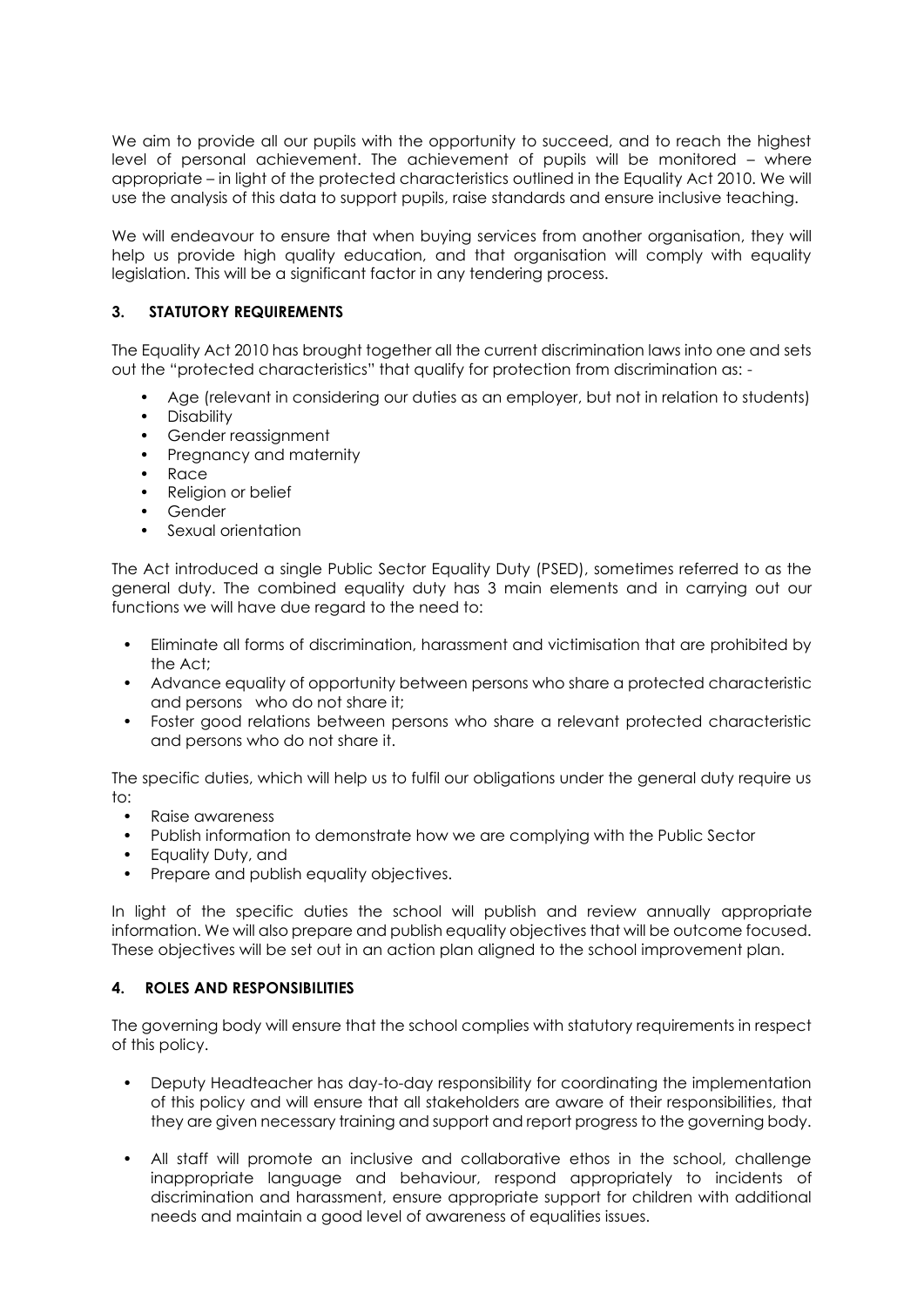We aim to provide all our pupils with the opportunity to succeed, and to reach the highest level of personal achievement. The achievement of pupils will be monitored – where appropriate – in light of the protected characteristics outlined in the Equality Act 2010. We will use the analysis of this data to support pupils, raise standards and ensure inclusive teaching.

We will endeavour to ensure that when buying services from another organisation, they will help us provide high quality education, and that organisation will comply with equality legislation. This will be a significant factor in any tendering process.

## 3. STATUTORY REQUIREMENTS

The Equality Act 2010 has brought together all the current discrimination laws into one and sets out the "protected characteristics" that qualify for protection from discrimination as: -

- Age (relevant in considering our duties as an employer, but not in relation to students)
- Disability
- Gender reassignment
- Pregnancy and maternity
- Race
- Religion or belief
- Gender
- Sexual orientation

The Act introduced a single Public Sector Equality Duty (PSED), sometimes referred to as the general duty. The combined equality duty has 3 main elements and in carrying out our functions we will have due regard to the need to:

- Eliminate all forms of discrimination, harassment and victimisation that are prohibited by the Act;
- Advance equality of opportunity between persons who share a protected characteristic and persons who do not share it;
- Foster good relations between persons who share a relevant protected characteristic and persons who do not share it.

The specific duties, which will help us to fulfil our obligations under the general duty require us to:

- Raise awareness
- Publish information to demonstrate how we are complying with the Public Sector
- Equality Duty, and
- Prepare and publish equality objectives.

In light of the specific duties the school will publish and review annually appropriate information. We will also prepare and publish equality objectives that will be outcome focused. These objectives will be set out in an action plan aligned to the school improvement plan.

## 4. ROLES AND RESPONSIBILITIES

The governing body will ensure that the school complies with statutory requirements in respect of this policy.

- Deputy Headteacher has day-to-day responsibility for coordinating the implementation of this policy and will ensure that all stakeholders are aware of their responsibilities, that they are given necessary training and support and report progress to the governing body.
- All staff will promote an inclusive and collaborative ethos in the school, challenge inappropriate language and behaviour, respond appropriately to incidents of discrimination and harassment, ensure appropriate support for children with additional needs and maintain a good level of awareness of equalities issues.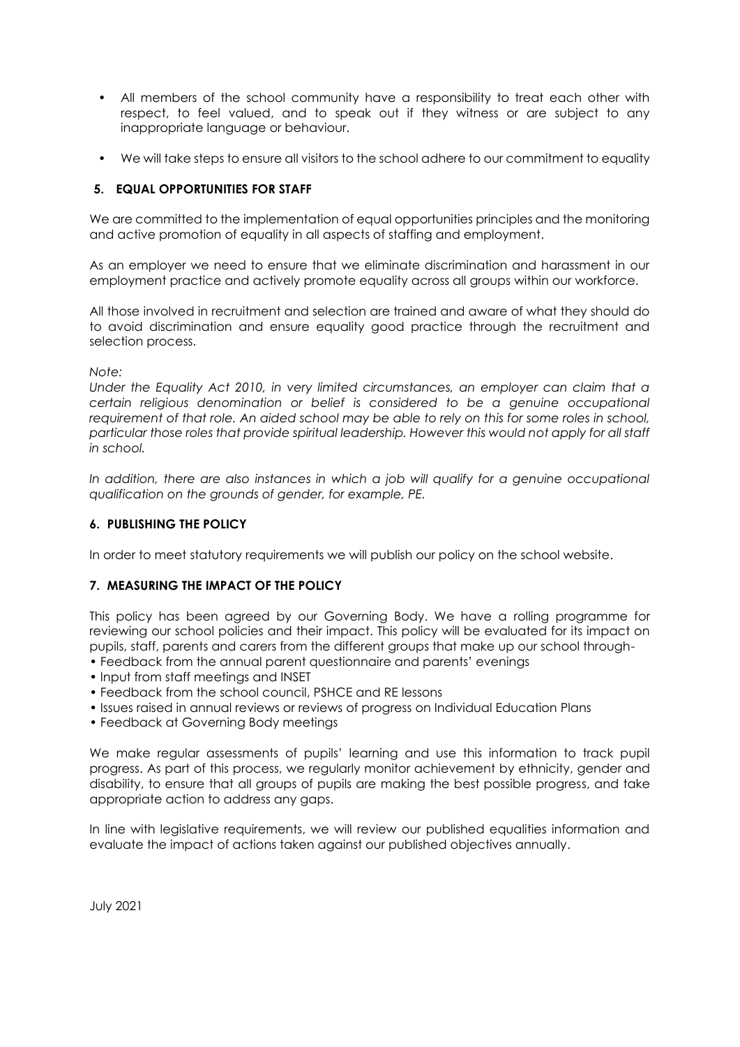- All members of the school community have a responsibility to treat each other with respect, to feel valued, and to speak out if they witness or are subject to any inappropriate language or behaviour.
- We will take steps to ensure all visitors to the school adhere to our commitment to equality

## 5. EQUAL OPPORTUNITIES FOR STAFF

We are committed to the implementation of equal opportunities principles and the monitoring and active promotion of equality in all aspects of staffing and employment.

As an employer we need to ensure that we eliminate discrimination and harassment in our employment practice and actively promote equality across all groups within our workforce.

All those involved in recruitment and selection are trained and aware of what they should do to avoid discrimination and ensure equality good practice through the recruitment and selection process.

*Note:*
*Under the Equality Act 2010, in very limited circumstances, an employer can claim that a certain religious denomination or belief is considered to be a genuine occupational requirement of that role. An aided school may be able to rely on this for some roles in school, particular those roles that provide spiritual leadership. However this would not apply for all staff in school.*

*In addition, there are also instances in which a job will qualify for a genuine occupational qualification on the grounds of gender, for example, PE.*

## 6. PUBLISHING THE POLICY

In order to meet statutory requirements we will publish our policy on the school website.

## 7. MEASURING THE IMPACT OF THE POLICY

This policy has been agreed by our Governing Body. We have a rolling programme for reviewing our school policies and their impact. This policy will be evaluated for its impact on pupils, staff, parents and carers from the different groups that make up our school through-

- Feedback from the annual parent questionnaire and parents' evenings
- Input from staff meetings and INSET
- Feedback from the school council, PSHCE and RE lessons
- Issues raised in annual reviews or reviews of progress on Individual Education Plans
- Feedback at Governing Body meetings

We make regular assessments of pupils' learning and use this information to track pupil progress. As part of this process, we regularly monitor achievement by ethnicity, gender and disability, to ensure that all groups of pupils are making the best possible progress, and take appropriate action to address any gaps.

In line with legislative requirements, we will review our published equalities information and evaluate the impact of actions taken against our published objectives annually.

July 2021